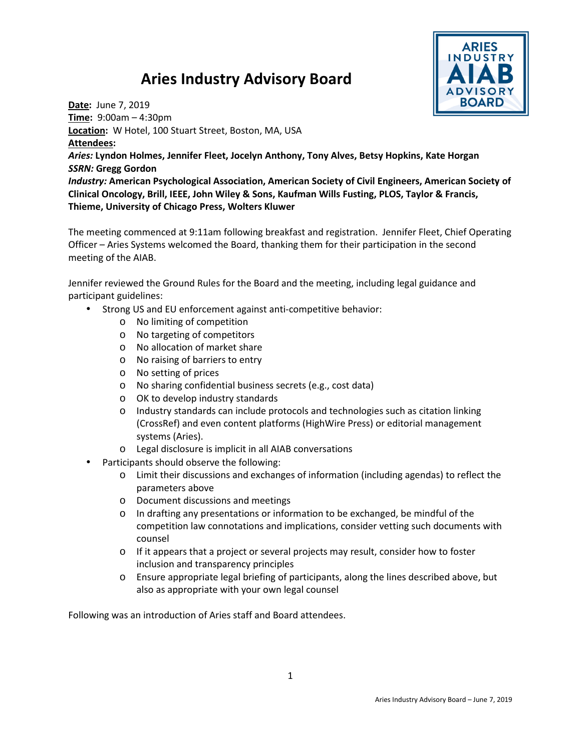# Aries Industry Advisory Board

**Date:** June 7, 2019
**Time:** 9:00am – 4:30pm
**Location:** W Hotel, 100 Stuart Street, Boston, MA, USA
**Attendees:**
***Aries:* Lyndon Holmes, Jennifer Fleet, Jocelyn Anthony, Tony Alves, Betsy Hopkins, Kate Horgan**
***SSRN:* Gregg Gordon**
***Industry:* American Psychological Association, American Society of Civil Engineers, American Society of Clinical Oncology, Brill, IEEE, John Wiley & Sons, Kaufman Wills Fusting, PLOS, Taylor & Francis, Thieme, University of Chicago Press, Wolters Kluwer**

The meeting commenced at 9:11am following breakfast and registration. Jennifer Fleet, Chief Operating Officer – Aries Systems welcomed the Board, thanking them for their participation in the second meeting of the AIAB.

Jennifer reviewed the Ground Rules for the Board and the meeting, including legal guidance and participant guidelines:

- Strong US and EU enforcement against anti-competitive behavior:
  - No limiting of competition
  - No targeting of competitors
  - No allocation of market share
  - No raising of barriers to entry
  - No setting of prices
  - No sharing confidential business secrets (e.g., cost data)
  - OK to develop industry standards
  - Industry standards can include protocols and technologies such as citation linking (CrossRef) and even content platforms (HighWire Press) or editorial management systems (Aries).
  - Legal disclosure is implicit in all AIAB conversations
- Participants should observe the following:
  - Limit their discussions and exchanges of information (including agendas) to reflect the parameters above
  - Document discussions and meetings
  - In drafting any presentations or information to be exchanged, be mindful of the competition law connotations and implications, consider vetting such documents with counsel
  - If it appears that a project or several projects may result, consider how to foster inclusion and transparency principles
  - Ensure appropriate legal briefing of participants, along the lines described above, but also as appropriate with your own legal counsel

Following was an introduction of Aries staff and Board attendees.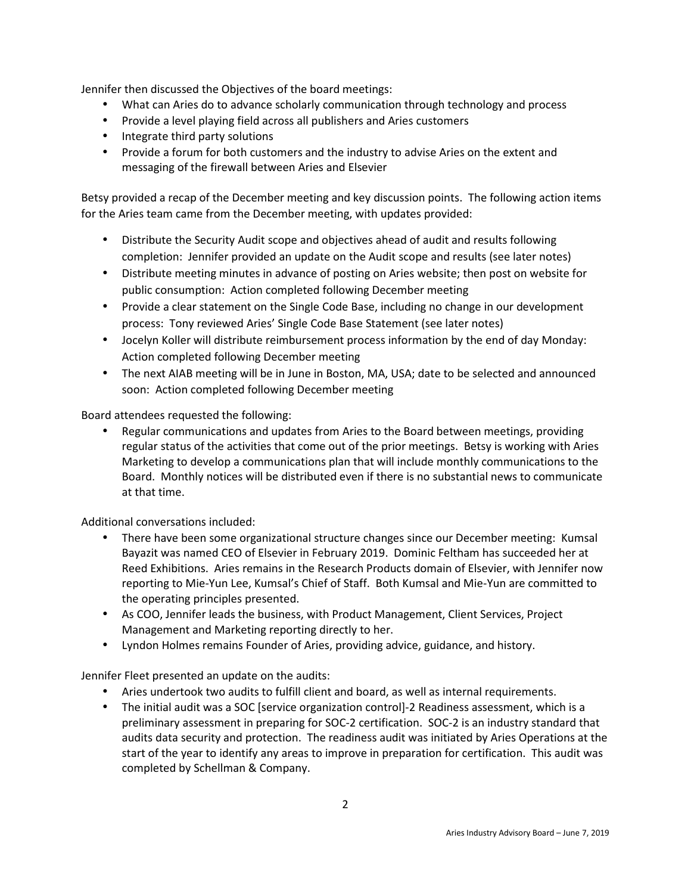Jennifer then discussed the Objectives of the board meetings:

- What can Aries do to advance scholarly communication through technology and process
- Provide a level playing field across all publishers and Aries customers
- Integrate third party solutions
- Provide a forum for both customers and the industry to advise Aries on the extent and messaging of the firewall between Aries and Elsevier

Betsy provided a recap of the December meeting and key discussion points. The following action items for the Aries team came from the December meeting, with updates provided:

- Distribute the Security Audit scope and objectives ahead of audit and results following completion: Jennifer provided an update on the Audit scope and results (see later notes)
- Distribute meeting minutes in advance of posting on Aries website; then post on website for public consumption: Action completed following December meeting
- Provide a clear statement on the Single Code Base, including no change in our development process: Tony reviewed Aries' Single Code Base Statement (see later notes)
- Jocelyn Koller will distribute reimbursement process information by the end of day Monday: Action completed following December meeting
- The next AIAB meeting will be in June in Boston, MA, USA; date to be selected and announced soon: Action completed following December meeting

Board attendees requested the following:

- Regular communications and updates from Aries to the Board between meetings, providing regular status of the activities that come out of the prior meetings. Betsy is working with Aries Marketing to develop a communications plan that will include monthly communications to the Board. Monthly notices will be distributed even if there is no substantial news to communicate at that time.

Additional conversations included:

- There have been some organizational structure changes since our December meeting: Kumsal Bayazit was named CEO of Elsevier in February 2019. Dominic Feltham has succeeded her at Reed Exhibitions. Aries remains in the Research Products domain of Elsevier, with Jennifer now reporting to Mie-Yun Lee, Kumsal's Chief of Staff. Both Kumsal and Mie-Yun are committed to the operating principles presented.
- As COO, Jennifer leads the business, with Product Management, Client Services, Project Management and Marketing reporting directly to her.
- Lyndon Holmes remains Founder of Aries, providing advice, guidance, and history.

Jennifer Fleet presented an update on the audits:

- Aries undertook two audits to fulfill client and board, as well as internal requirements.
- The initial audit was a SOC [service organization control]-2 Readiness assessment, which is a preliminary assessment in preparing for SOC-2 certification. SOC-2 is an industry standard that audits data security and protection. The readiness audit was initiated by Aries Operations at the start of the year to identify any areas to improve in preparation for certification. This audit was completed by Schellman & Company.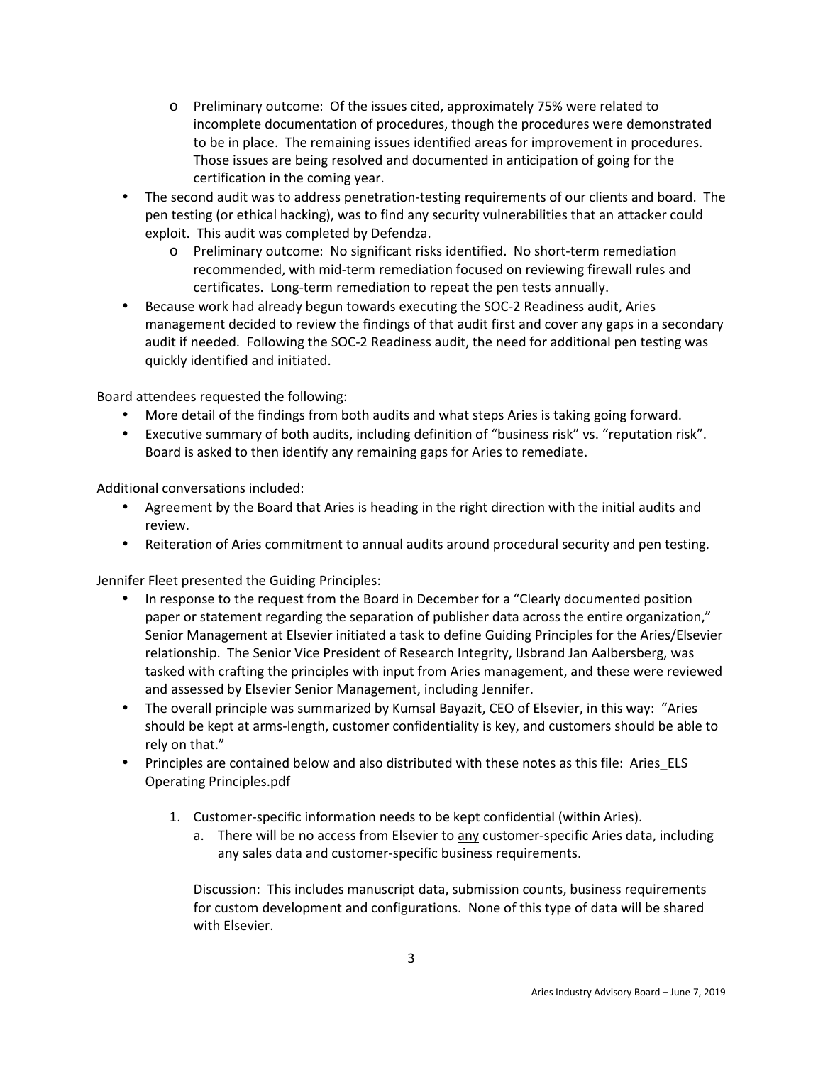- Preliminary outcome: Of the issues cited, approximately 75% were related to incomplete documentation of procedures, though the procedures were demonstrated to be in place. The remaining issues identified areas for improvement in procedures. Those issues are being resolved and documented in anticipation of going for the certification in the coming year.
- The second audit was to address penetration-testing requirements of our clients and board. The pen testing (or ethical hacking), was to find any security vulnerabilities that an attacker could exploit. This audit was completed by Defendza.
    - Preliminary outcome: No significant risks identified. No short-term remediation recommended, with mid-term remediation focused on reviewing firewall rules and certificates. Long-term remediation to repeat the pen tests annually.
- Because work had already begun towards executing the SOC-2 Readiness audit, Aries management decided to review the findings of that audit first and cover any gaps in a secondary audit if needed. Following the SOC-2 Readiness audit, the need for additional pen testing was quickly identified and initiated.

Board attendees requested the following:

- More detail of the findings from both audits and what steps Aries is taking going forward.
- Executive summary of both audits, including definition of "business risk" vs. "reputation risk". Board is asked to then identify any remaining gaps for Aries to remediate.

Additional conversations included:

- Agreement by the Board that Aries is heading in the right direction with the initial audits and review.
- Reiteration of Aries commitment to annual audits around procedural security and pen testing.

Jennifer Fleet presented the Guiding Principles:

- In response to the request from the Board in December for a "Clearly documented position paper or statement regarding the separation of publisher data across the entire organization," Senior Management at Elsevier initiated a task to define Guiding Principles for the Aries/Elsevier relationship. The Senior Vice President of Research Integrity, IJsbrand Jan Aalbersberg, was tasked with crafting the principles with input from Aries management, and these were reviewed and assessed by Elsevier Senior Management, including Jennifer.
- The overall principle was summarized by Kumsal Bayazit, CEO of Elsevier, in this way: "Aries should be kept at arms-length, customer confidentiality is key, and customers should be able to rely on that."
- Principles are contained below and also distributed with these notes as this file: Aries_ELS Operating Principles.pdf

    1. Customer-specific information needs to be kept confidential (within Aries).
        a. There will be no access from Elsevier to <u>any</u> customer-specific Aries data, including any sales data and customer-specific business requirements.

        Discussion: This includes manuscript data, submission counts, business requirements for custom development and configurations. None of this type of data will be shared with Elsevier.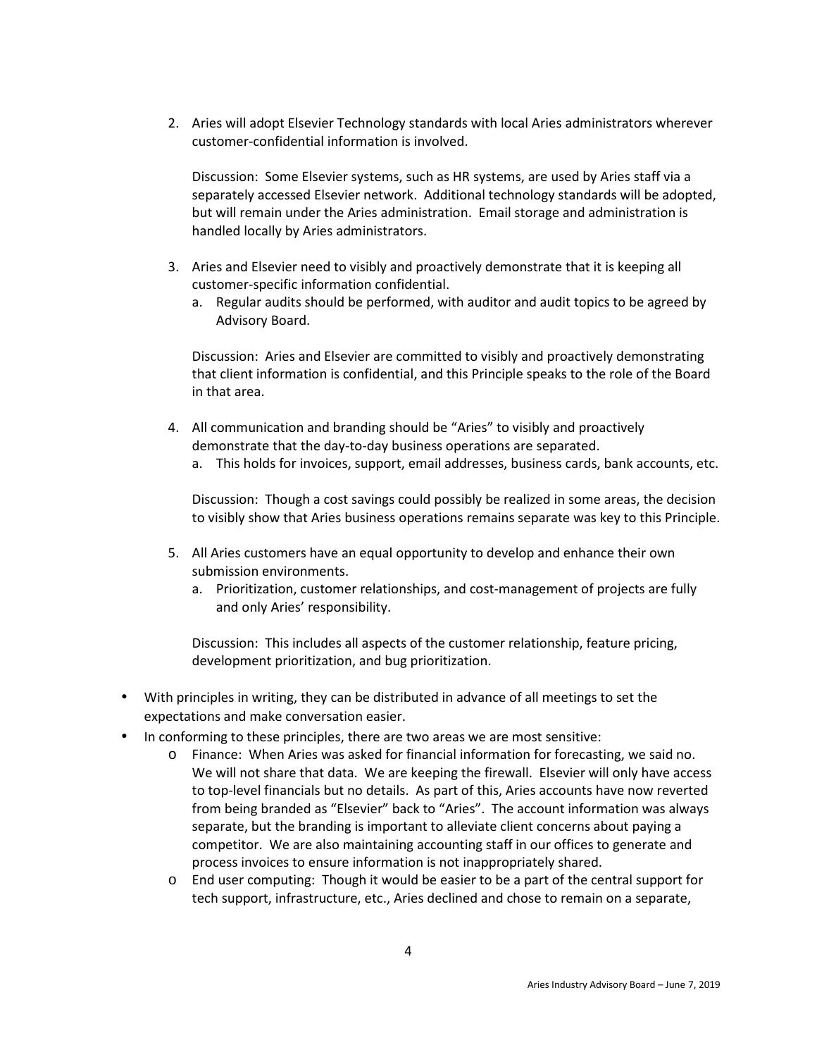2. Aries will adopt Elsevier Technology standards with local Aries administrators wherever customer-confidential information is involved.

   Discussion: Some Elsevier systems, such as HR systems, are used by Aries staff via a separately accessed Elsevier network. Additional technology standards will be adopted, but will remain under the Aries administration. Email storage and administration is handled locally by Aries administrators.

3. Aries and Elsevier need to visibly and proactively demonstrate that it is keeping all customer-specific information confidential.
   a. Regular audits should be performed, with auditor and audit topics to be agreed by Advisory Board.

   Discussion: Aries and Elsevier are committed to visibly and proactively demonstrating that client information is confidential, and this Principle speaks to the role of the Board in that area.

4. All communication and branding should be "Aries" to visibly and proactively demonstrate that the day-to-day business operations are separated.
   a. This holds for invoices, support, email addresses, business cards, bank accounts, etc.

   Discussion: Though a cost savings could possibly be realized in some areas, the decision to visibly show that Aries business operations remains separate was key to this Principle.

5. All Aries customers have an equal opportunity to develop and enhance their own submission environments.
   a. Prioritization, customer relationships, and cost-management of projects are fully and only Aries' responsibility.

   Discussion: This includes all aspects of the customer relationship, feature pricing, development prioritization, and bug prioritization.

- With principles in writing, they can be distributed in advance of all meetings to set the expectations and make conversation easier.
- In conforming to these principles, there are two areas we are most sensitive:
  - Finance: When Aries was asked for financial information for forecasting, we said no. We will not share that data. We are keeping the firewall. Elsevier will only have access to top-level financials but no details. As part of this, Aries accounts have now reverted from being branded as "Elsevier" back to "Aries". The account information was always separate, but the branding is important to alleviate client concerns about paying a competitor. We are also maintaining accounting staff in our offices to generate and process invoices to ensure information is not inappropriately shared.
  - End user computing: Though it would be easier to be a part of the central support for tech support, infrastructure, etc., Aries declined and chose to remain on a separate,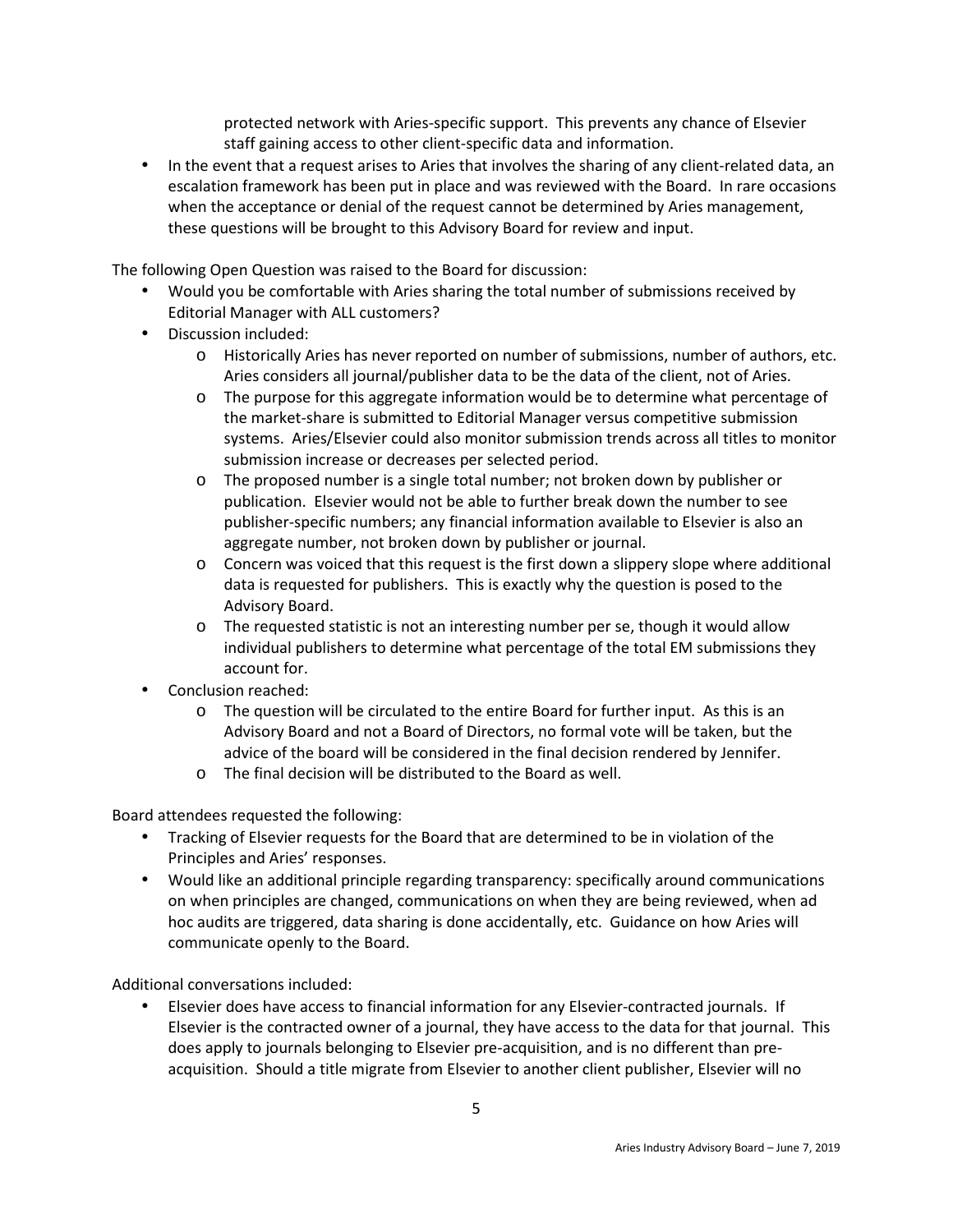protected network with Aries-specific support. This prevents any chance of Elsevier staff gaining access to other client-specific data and information.

- In the event that a request arises to Aries that involves the sharing of any client-related data, an escalation framework has been put in place and was reviewed with the Board. In rare occasions when the acceptance or denial of the request cannot be determined by Aries management, these questions will be brought to this Advisory Board for review and input.

The following Open Question was raised to the Board for discussion:

- Would you be comfortable with Aries sharing the total number of submissions received by Editorial Manager with ALL customers?
- Discussion included:
  - Historically Aries has never reported on number of submissions, number of authors, etc. Aries considers all journal/publisher data to be the data of the client, not of Aries.
  - The purpose for this aggregate information would be to determine what percentage of the market-share is submitted to Editorial Manager versus competitive submission systems. Aries/Elsevier could also monitor submission trends across all titles to monitor submission increase or decreases per selected period.
  - The proposed number is a single total number; not broken down by publisher or publication. Elsevier would not be able to further break down the number to see publisher-specific numbers; any financial information available to Elsevier is also an aggregate number, not broken down by publisher or journal.
  - Concern was voiced that this request is the first down a slippery slope where additional data is requested for publishers. This is exactly why the question is posed to the Advisory Board.
  - The requested statistic is not an interesting number per se, though it would allow individual publishers to determine what percentage of the total EM submissions they account for.
- Conclusion reached:
  - The question will be circulated to the entire Board for further input. As this is an Advisory Board and not a Board of Directors, no formal vote will be taken, but the advice of the board will be considered in the final decision rendered by Jennifer.
  - The final decision will be distributed to the Board as well.

Board attendees requested the following:

- Tracking of Elsevier requests for the Board that are determined to be in violation of the Principles and Aries' responses.
- Would like an additional principle regarding transparency: specifically around communications on when principles are changed, communications on when they are being reviewed, when ad hoc audits are triggered, data sharing is done accidentally, etc. Guidance on how Aries will communicate openly to the Board.

Additional conversations included:

- Elsevier does have access to financial information for any Elsevier-contracted journals. If Elsevier is the contracted owner of a journal, they have access to the data for that journal. This does apply to journals belonging to Elsevier pre-acquisition, and is no different than pre-acquisition. Should a title migrate from Elsevier to another client publisher, Elsevier will no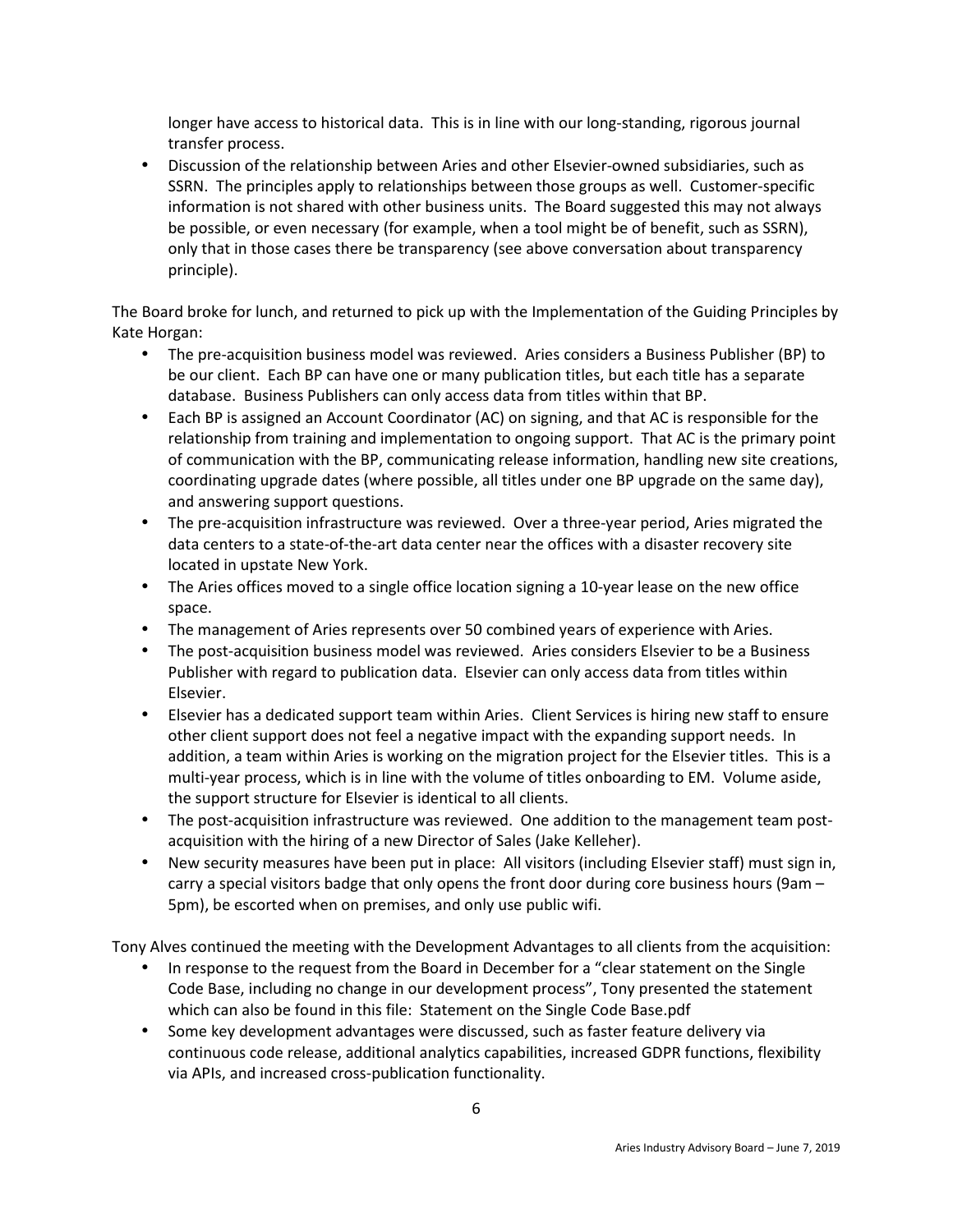longer have access to historical data. This is in line with our long-standing, rigorous journal transfer process.

- Discussion of the relationship between Aries and other Elsevier-owned subsidiaries, such as SSRN. The principles apply to relationships between those groups as well. Customer-specific information is not shared with other business units. The Board suggested this may not always be possible, or even necessary (for example, when a tool might be of benefit, such as SSRN), only that in those cases there be transparency (see above conversation about transparency principle).

The Board broke for lunch, and returned to pick up with the Implementation of the Guiding Principles by Kate Horgan:

- The pre-acquisition business model was reviewed. Aries considers a Business Publisher (BP) to be our client. Each BP can have one or many publication titles, but each title has a separate database. Business Publishers can only access data from titles within that BP.
- Each BP is assigned an Account Coordinator (AC) on signing, and that AC is responsible for the relationship from training and implementation to ongoing support. That AC is the primary point of communication with the BP, communicating release information, handling new site creations, coordinating upgrade dates (where possible, all titles under one BP upgrade on the same day), and answering support questions.
- The pre-acquisition infrastructure was reviewed. Over a three-year period, Aries migrated the data centers to a state-of-the-art data center near the offices with a disaster recovery site located in upstate New York.
- The Aries offices moved to a single office location signing a 10-year lease on the new office space.
- The management of Aries represents over 50 combined years of experience with Aries.
- The post-acquisition business model was reviewed. Aries considers Elsevier to be a Business Publisher with regard to publication data. Elsevier can only access data from titles within Elsevier.
- Elsevier has a dedicated support team within Aries. Client Services is hiring new staff to ensure other client support does not feel a negative impact with the expanding support needs. In addition, a team within Aries is working on the migration project for the Elsevier titles. This is a multi-year process, which is in line with the volume of titles onboarding to EM. Volume aside, the support structure for Elsevier is identical to all clients.
- The post-acquisition infrastructure was reviewed. One addition to the management team post-acquisition with the hiring of a new Director of Sales (Jake Kelleher).
- New security measures have been put in place: All visitors (including Elsevier staff) must sign in, carry a special visitors badge that only opens the front door during core business hours (9am – 5pm), be escorted when on premises, and only use public wifi.

Tony Alves continued the meeting with the Development Advantages to all clients from the acquisition:

- In response to the request from the Board in December for a "clear statement on the Single Code Base, including no change in our development process", Tony presented the statement which can also be found in this file: Statement on the Single Code Base.pdf
- Some key development advantages were discussed, such as faster feature delivery via continuous code release, additional analytics capabilities, increased GDPR functions, flexibility via APIs, and increased cross-publication functionality.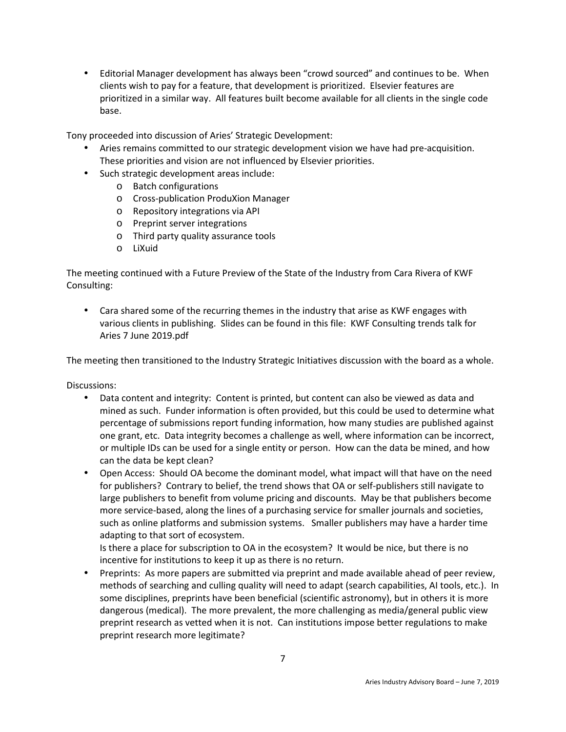- Editorial Manager development has always been "crowd sourced" and continues to be. When clients wish to pay for a feature, that development is prioritized. Elsevier features are prioritized in a similar way. All features built become available for all clients in the single code base.

Tony proceeded into discussion of Aries' Strategic Development:

- Aries remains committed to our strategic development vision we have had pre-acquisition. These priorities and vision are not influenced by Elsevier priorities.
- Such strategic development areas include:
  - Batch configurations
  - Cross-publication ProduXion Manager
  - Repository integrations via API
  - Preprint server integrations
  - Third party quality assurance tools
  - LiXuid

The meeting continued with a Future Preview of the State of the Industry from Cara Rivera of KWF Consulting:

- Cara shared some of the recurring themes in the industry that arise as KWF engages with various clients in publishing. Slides can be found in this file: KWF Consulting trends talk for Aries 7 June 2019.pdf

The meeting then transitioned to the Industry Strategic Initiatives discussion with the board as a whole.

Discussions:

- Data content and integrity: Content is printed, but content can also be viewed as data and mined as such. Funder information is often provided, but this could be used to determine what percentage of submissions report funding information, how many studies are published against one grant, etc. Data integrity becomes a challenge as well, where information can be incorrect, or multiple IDs can be used for a single entity or person. How can the data be mined, and how can the data be kept clean?
- Open Access: Should OA become the dominant model, what impact will that have on the need for publishers? Contrary to belief, the trend shows that OA or self-publishers still navigate to large publishers to benefit from volume pricing and discounts. May be that publishers become more service-based, along the lines of a purchasing service for smaller journals and societies, such as online platforms and submission systems. Smaller publishers may have a harder time adapting to that sort of ecosystem.
  Is there a place for subscription to OA in the ecosystem? It would be nice, but there is no incentive for institutions to keep it up as there is no return.
- Preprints: As more papers are submitted via preprint and made available ahead of peer review, methods of searching and culling quality will need to adapt (search capabilities, AI tools, etc.). In some disciplines, preprints have been beneficial (scientific astronomy), but in others it is more dangerous (medical). The more prevalent, the more challenging as media/general public view preprint research as vetted when it is not. Can institutions impose better regulations to make preprint research more legitimate?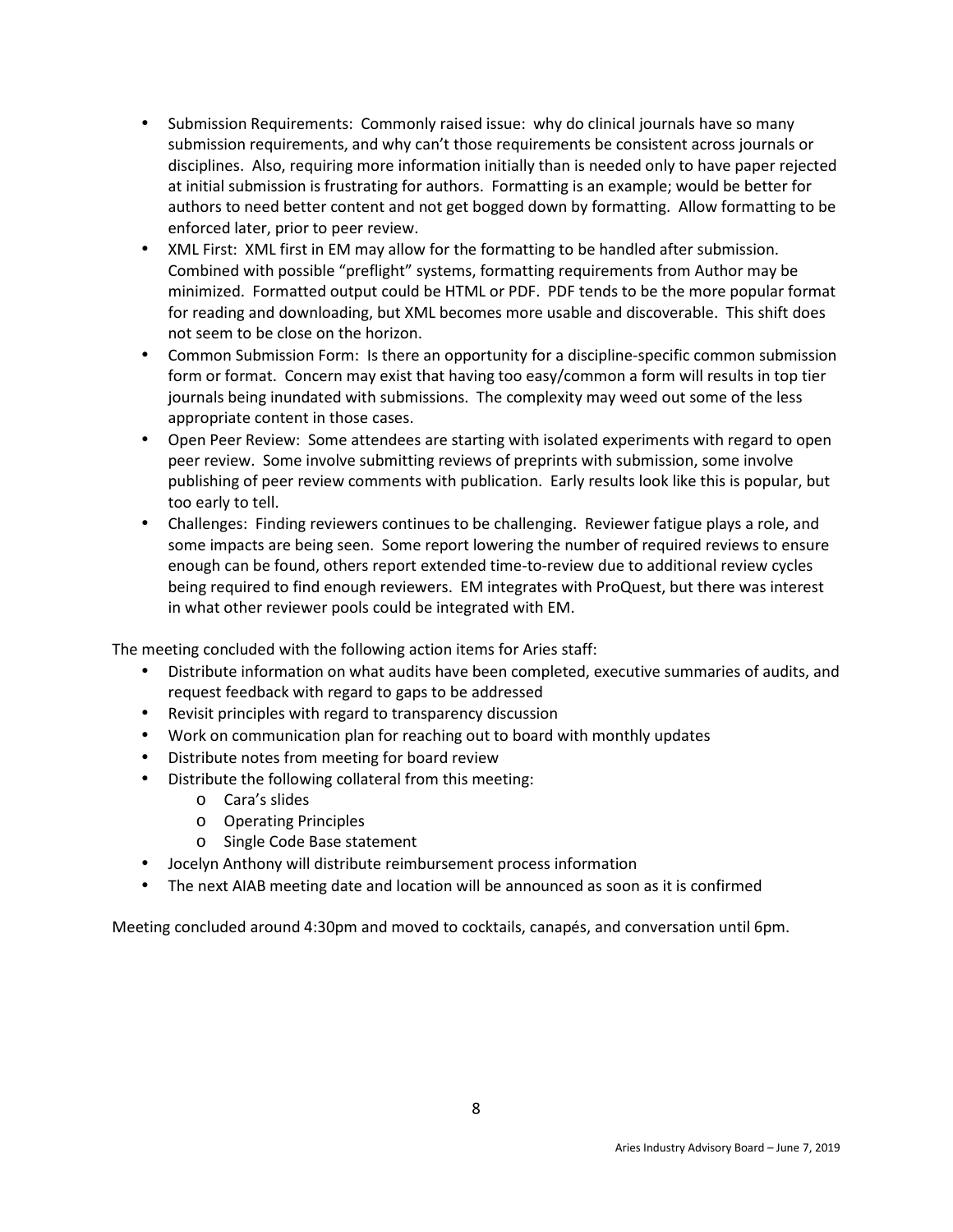- Submission Requirements: Commonly raised issue: why do clinical journals have so many submission requirements, and why can't those requirements be consistent across journals or disciplines. Also, requiring more information initially than is needed only to have paper rejected at initial submission is frustrating for authors. Formatting is an example; would be better for authors to need better content and not get bogged down by formatting. Allow formatting to be enforced later, prior to peer review.
- XML First: XML first in EM may allow for the formatting to be handled after submission. Combined with possible "preflight" systems, formatting requirements from Author may be minimized. Formatted output could be HTML or PDF. PDF tends to be the more popular format for reading and downloading, but XML becomes more usable and discoverable. This shift does not seem to be close on the horizon.
- Common Submission Form: Is there an opportunity for a discipline-specific common submission form or format. Concern may exist that having too easy/common a form will results in top tier journals being inundated with submissions. The complexity may weed out some of the less appropriate content in those cases.
- Open Peer Review: Some attendees are starting with isolated experiments with regard to open peer review. Some involve submitting reviews of preprints with submission, some involve publishing of peer review comments with publication. Early results look like this is popular, but too early to tell.
- Challenges: Finding reviewers continues to be challenging. Reviewer fatigue plays a role, and some impacts are being seen. Some report lowering the number of required reviews to ensure enough can be found, others report extended time-to-review due to additional review cycles being required to find enough reviewers. EM integrates with ProQuest, but there was interest in what other reviewer pools could be integrated with EM.

The meeting concluded with the following action items for Aries staff:

- Distribute information on what audits have been completed, executive summaries of audits, and request feedback with regard to gaps to be addressed
- Revisit principles with regard to transparency discussion
- Work on communication plan for reaching out to board with monthly updates
- Distribute notes from meeting for board review
- Distribute the following collateral from this meeting:
  - Cara's slides
  - Operating Principles
  - Single Code Base statement
- Jocelyn Anthony will distribute reimbursement process information
- The next AIAB meeting date and location will be announced as soon as it is confirmed

Meeting concluded around 4:30pm and moved to cocktails, canapés, and conversation until 6pm.